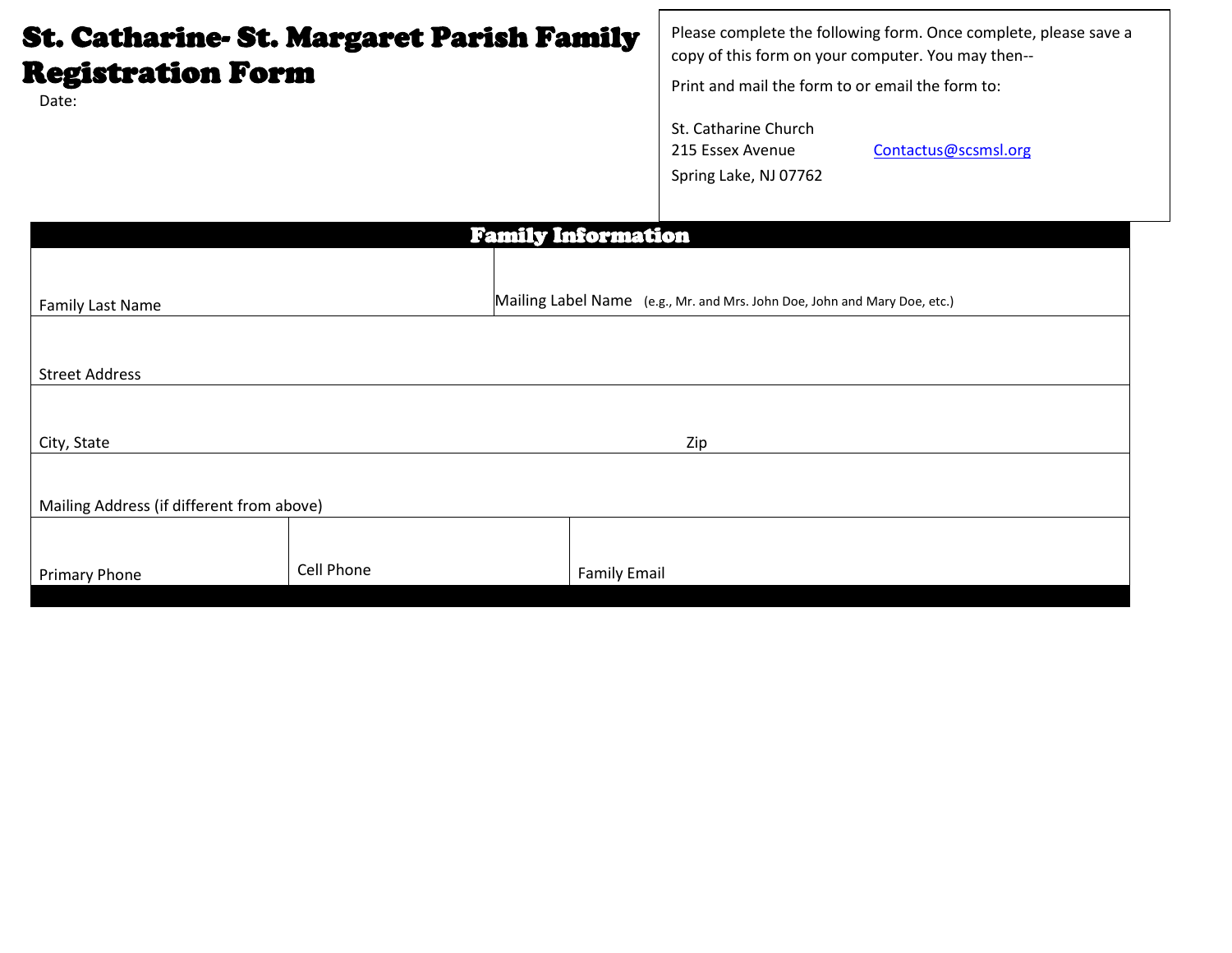# St. Catharine- St. Margaret Parish Family Registration Form

Date:

Please complete the following form. Once complete, please save a copy of this form on your computer. You may then--

Print and mail the form to or email the form to:

St. Catharine Church
215 Essex Avenue
Spring Lake, NJ 07762

Contactus@scsmsl.org

## Family Information

| | | |
|---|---|---|
| Family Last Name | Mailing Label Name (e.g., Mr. and Mrs. John Doe, John and Mary Doe, etc.) | |
| Street Address | | |
| City, State | Zip | |
| Mailing Address (if different from above) | | |
| Primary Phone | Cell Phone | Family Email |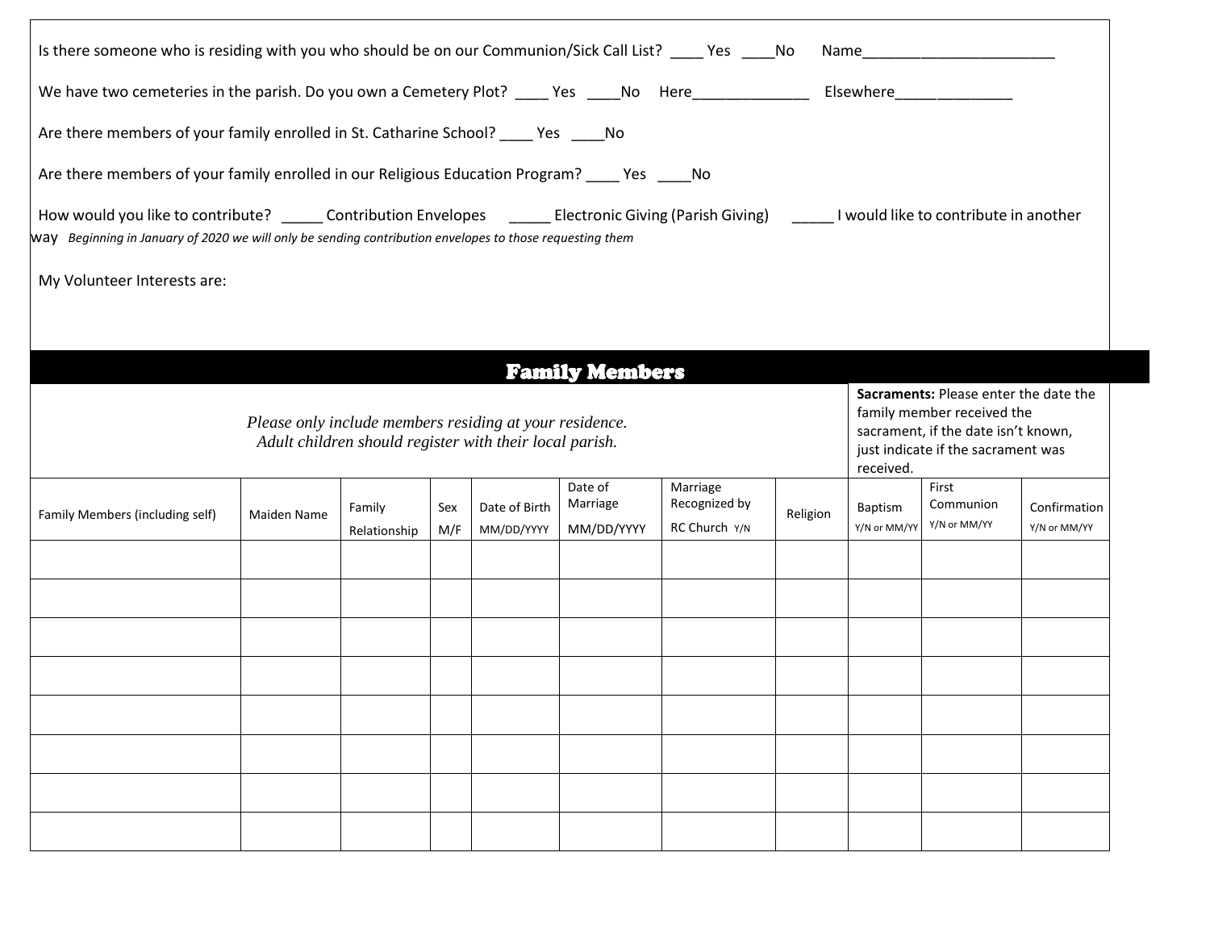Is there someone who is residing with you who should be on our Communion/Sick Call List? ____ Yes ____No Name________________________

We have two cemeteries in the parish. Do you own a Cemetery Plot? ____ Yes ____No Here______________ Elsewhere______________

Are there members of your family enrolled in St. Catharine School? ____ Yes ____No

Are there members of your family enrolled in our Religious Education Program? ____ Yes ____No

How would you like to contribute? _____ Contribution Envelopes _____ Electronic Giving (Parish Giving) _____ I would like to contribute in another way *Beginning in January of 2020 we will only be sending contribution envelopes to those requesting them*

My Volunteer Interests are:

## Family Members

*Please only include members residing at your residence.*
*Adult children should register with their local parish.*

**Sacraments:** Please enter the date the family member received the sacrament, if the date isn't known, just indicate if the sacrament was received.

| Family Members (including self) | Maiden Name | Family Relationship | Sex M/F | Date of Birth MM/DD/YYYY | Date of Marriage MM/DD/YYYY | Marriage Recognized by RC Church Y/N | Religion | Baptism Y/N or MM/YY | First Communion Y/N or MM/YY | Confirmation Y/N or MM/YY |
|---|---|---|---|---|---|---|---|---|---|---|
| | | | | | | | | | | |
| | | | | | | | | | | |
| | | | | | | | | | | |
| | | | | | | | | | | |
| | | | | | | | | | | |
| | | | | | | | | | | |
| | | | | | | | | | | |
| | | | | | | | | | | |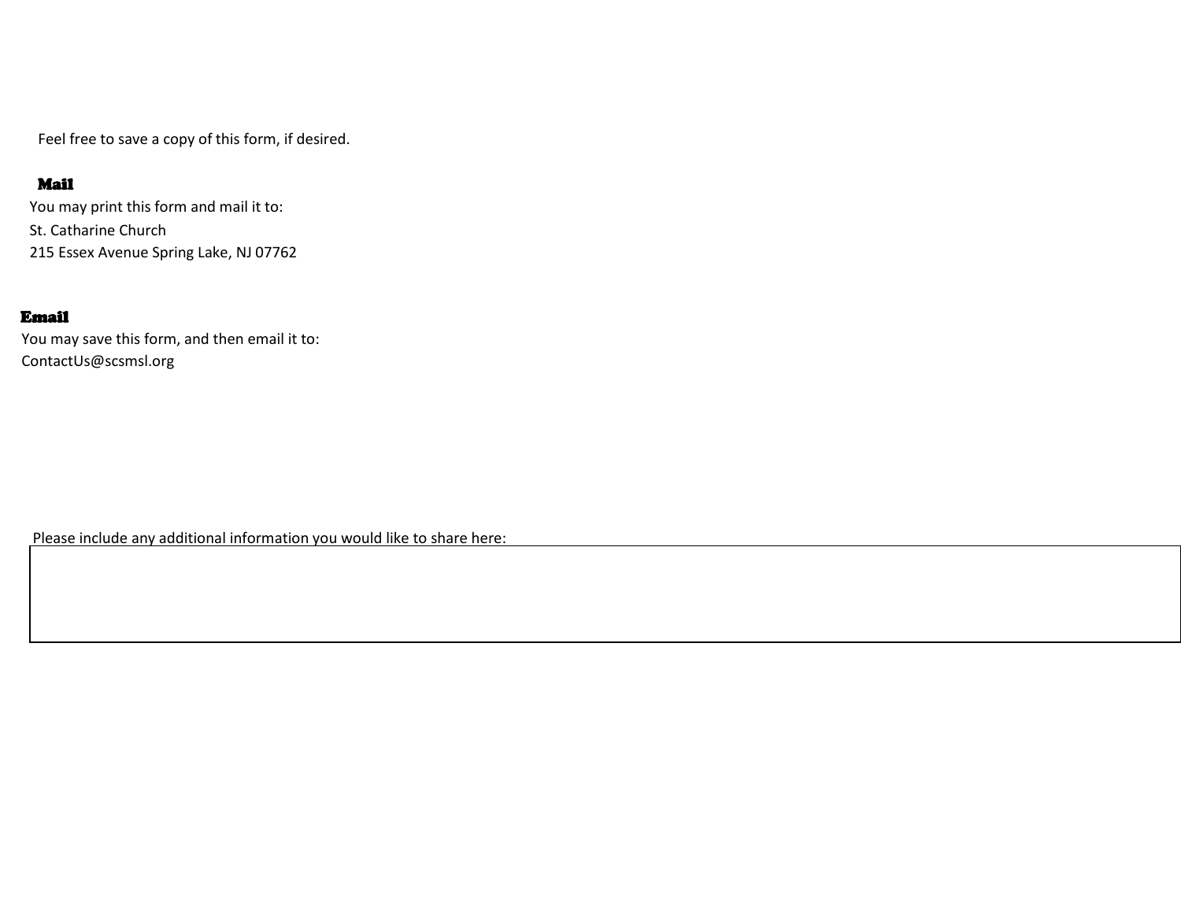Feel free to save a copy of this form, if desired.

**Mail**

You may print this form and mail it to:
St. Catharine Church
215 Essex Avenue Spring Lake, NJ 07762

**Email**

You may save this form, and then email it to:
ContactUs@scsmsl.org

Please include any additional information you would like to share here: